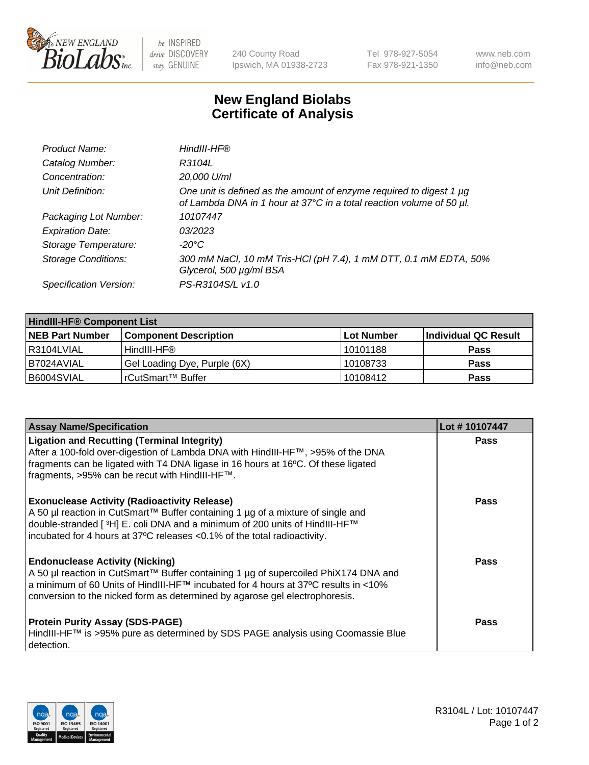# New England Biolabs
# Certificate of Analysis

| | |
|---|---|
| *Product Name:* | *HindIII-HF®* |
| *Catalog Number:* | *R3104L* |
| *Concentration:* | *20,000 U/ml* |
| *Unit Definition:* | *One unit is defined as the amount of enzyme required to digest 1 µg of Lambda DNA in 1 hour at 37°C in a total reaction volume of 50 µl.* |
| *Packaging Lot Number:* | *10107447* |
| *Expiration Date:* | *03/2023* |
| *Storage Temperature:* | *-20°C* |
| *Storage Conditions:* | *300 mM NaCl, 10 mM Tris-HCl (pH 7.4), 1 mM DTT, 0.1 mM EDTA, 50% Glycerol, 500 µg/ml BSA* |
| *Specification Version:* | *PS-R3104S/L v1.0* |

| **HindIII-HF® Component List** | | | |
|---|---|---|---|
| **NEB Part Number** | **Component Description** | **Lot Number** | **Individual QC Result** |
| R3104LVIAL | HindIII-HF® | 10101188 | **Pass** |
| B7024AVIAL | Gel Loading Dye, Purple (6X) | 10108733 | **Pass** |
| B6004SVIAL | rCutSmart™ Buffer | 10108412 | **Pass** |

| **Assay Name/Specification** | **Lot # 10107447** |
|---|---|
| **Ligation and Recutting (Terminal Integrity)** After a 100-fold over-digestion of Lambda DNA with HindIII-HF™, >95% of the DNA fragments can be ligated with T4 DNA ligase in 16 hours at 16ºC. Of these ligated fragments, >95% can be recut with HindIII-HF™. | **Pass** |
| **Exonuclease Activity (Radioactivity Release)** A 50 µl reaction in CutSmart™ Buffer containing 1 µg of a mixture of single and double-stranded [ $^3$H] E. coli DNA and a minimum of 200 units of HindIII-HF™ incubated for 4 hours at 37ºC releases <0.1% of the total radioactivity. | **Pass** |
| **Endonuclease Activity (Nicking)** A 50 µl reaction in CutSmart™ Buffer containing 1 µg of supercoiled PhiX174 DNA and a minimum of 60 Units of HindIII-HF™ incubated for 4 hours at 37ºC results in <10% conversion to the nicked form as determined by agarose gel electrophoresis. | **Pass** |
| **Protein Purity Assay (SDS-PAGE)** HindIII-HF™ is >95% pure as determined by SDS PAGE analysis using Coomassie Blue detection. | **Pass** |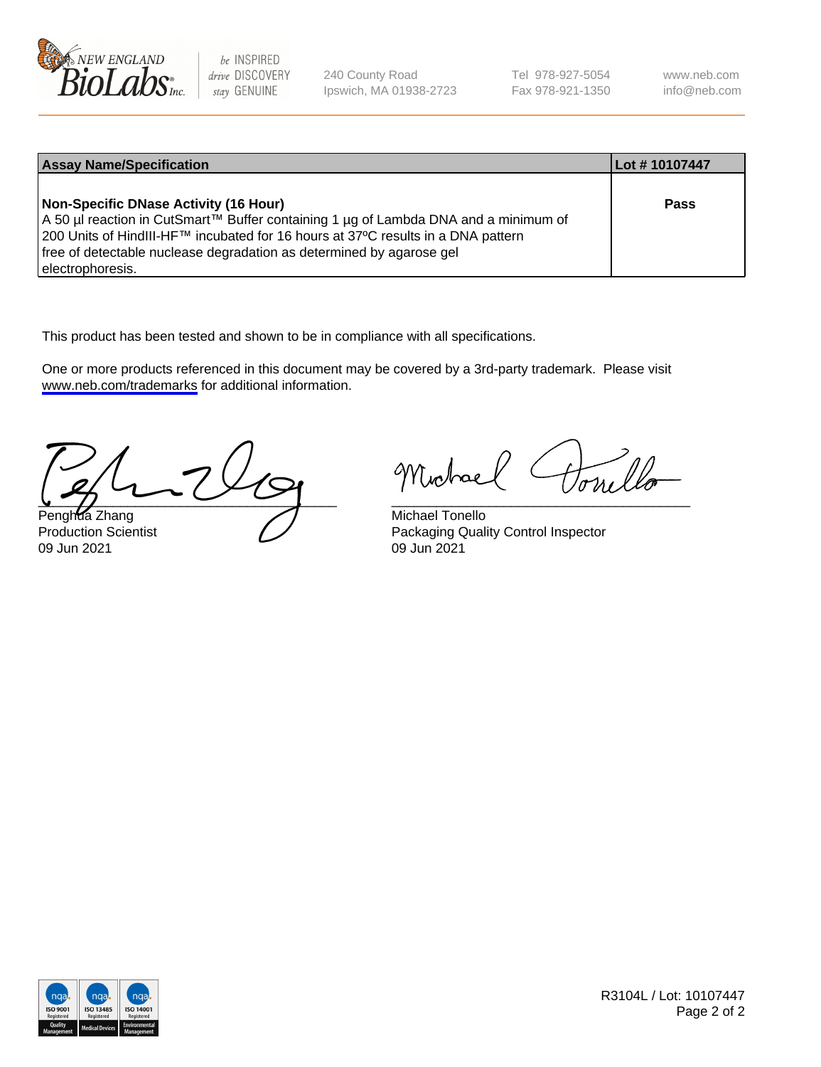| Assay Name/Specification | Lot # 10107447 |
|---|---|
| **Non-Specific DNase Activity (16 Hour)**<br>A 50 µl reaction in CutSmart™ Buffer containing 1 µg of Lambda DNA and a minimum of 200 Units of HindIII-HF™ incubated for 16 hours at 37ºC results in a DNA pattern free of detectable nuclease degradation as determined by agarose gel electrophoresis. | **Pass** |

This product has been tested and shown to be in compliance with all specifications.

One or more products referenced in this document may be covered by a 3rd-party trademark. Please visit www.neb.com/trademarks for additional information.

Penghua Zhang
Production Scientist
09 Jun 2021

Michael Tonello
Packaging Quality Control Inspector
09 Jun 2021

R3104L / Lot: 10107447